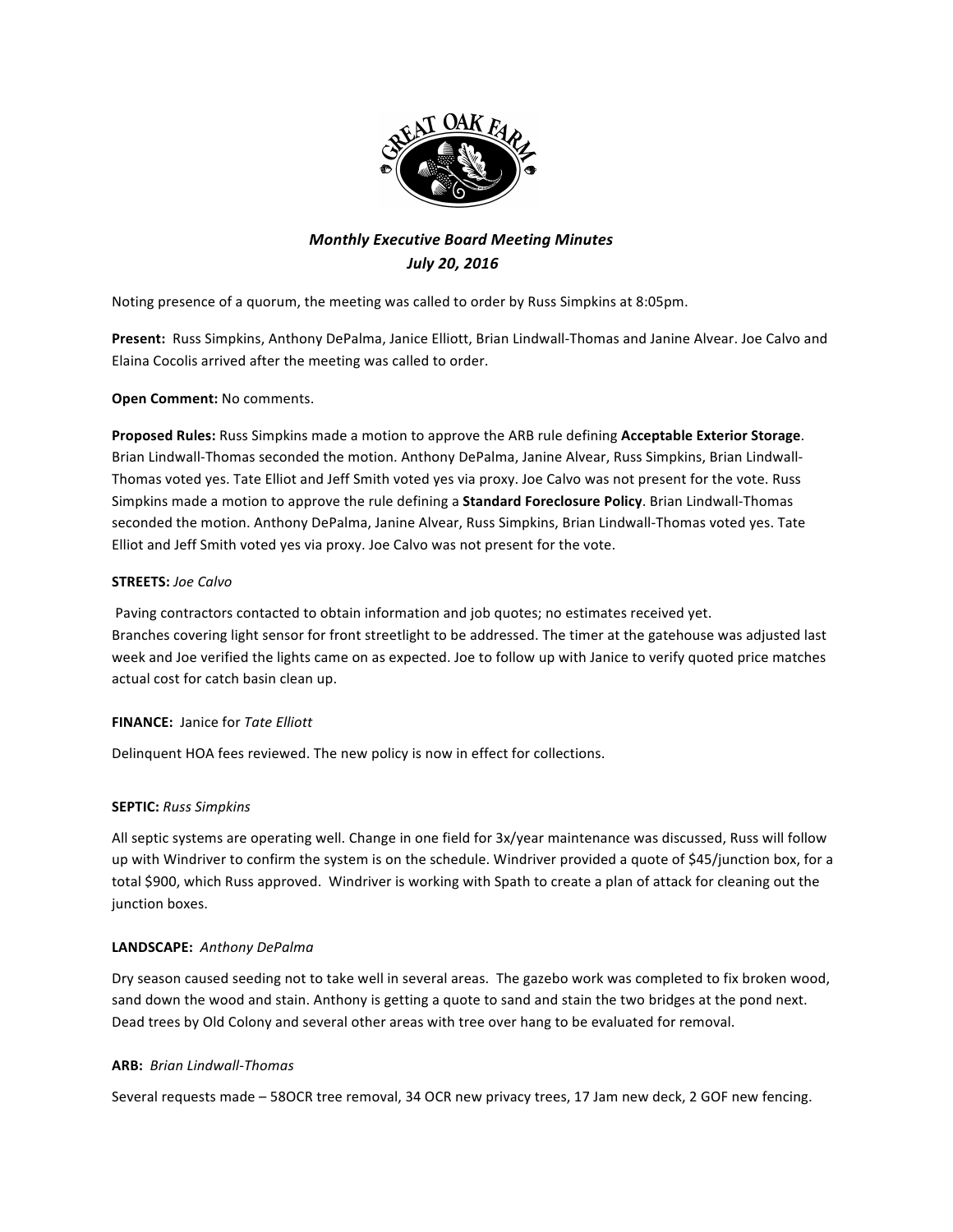*Monthly Executive Board Meeting Minutes*
*July 20, 2016*

Noting presence of a quorum, the meeting was called to order by Russ Simpkins at 8:05pm.

**Present:** Russ Simpkins, Anthony DePalma, Janice Elliott, Brian Lindwall-Thomas and Janine Alvear. Joe Calvo and Elaina Cocolis arrived after the meeting was called to order.

**Open Comment:** No comments.

**Proposed Rules:** Russ Simpkins made a motion to approve the ARB rule defining **Acceptable Exterior Storage**. Brian Lindwall-Thomas seconded the motion. Anthony DePalma, Janine Alvear, Russ Simpkins, Brian Lindwall-Thomas voted yes. Tate Elliot and Jeff Smith voted yes via proxy. Joe Calvo was not present for the vote. Russ Simpkins made a motion to approve the rule defining a **Standard Foreclosure Policy**. Brian Lindwall-Thomas seconded the motion. Anthony DePalma, Janine Alvear, Russ Simpkins, Brian Lindwall-Thomas voted yes. Tate Elliot and Jeff Smith voted yes via proxy. Joe Calvo was not present for the vote.

**STREETS:** *Joe Calvo*

Paving contractors contacted to obtain information and job quotes; no estimates received yet.
Branches covering light sensor for front streetlight to be addressed. The timer at the gatehouse was adjusted last week and Joe verified the lights came on as expected. Joe to follow up with Janice to verify quoted price matches actual cost for catch basin clean up.

**FINANCE:** Janice for *Tate Elliott*

Delinquent HOA fees reviewed. The new policy is now in effect for collections.

**SEPTIC:** *Russ Simpkins*

All septic systems are operating well. Change in one field for 3x/year maintenance was discussed, Russ will follow up with Windriver to confirm the system is on the schedule. Windriver provided a quote of $45/junction box, for a total $900, which Russ approved. Windriver is working with Spath to create a plan of attack for cleaning out the junction boxes.

**LANDSCAPE:** *Anthony DePalma*

Dry season caused seeding not to take well in several areas. The gazebo work was completed to fix broken wood, sand down the wood and stain. Anthony is getting a quote to sand and stain the two bridges at the pond next. Dead trees by Old Colony and several other areas with tree over hang to be evaluated for removal.

**ARB:** *Brian Lindwall-Thomas*

Several requests made – 58OCR tree removal, 34 OCR new privacy trees, 17 Jam new deck, 2 GOF new fencing.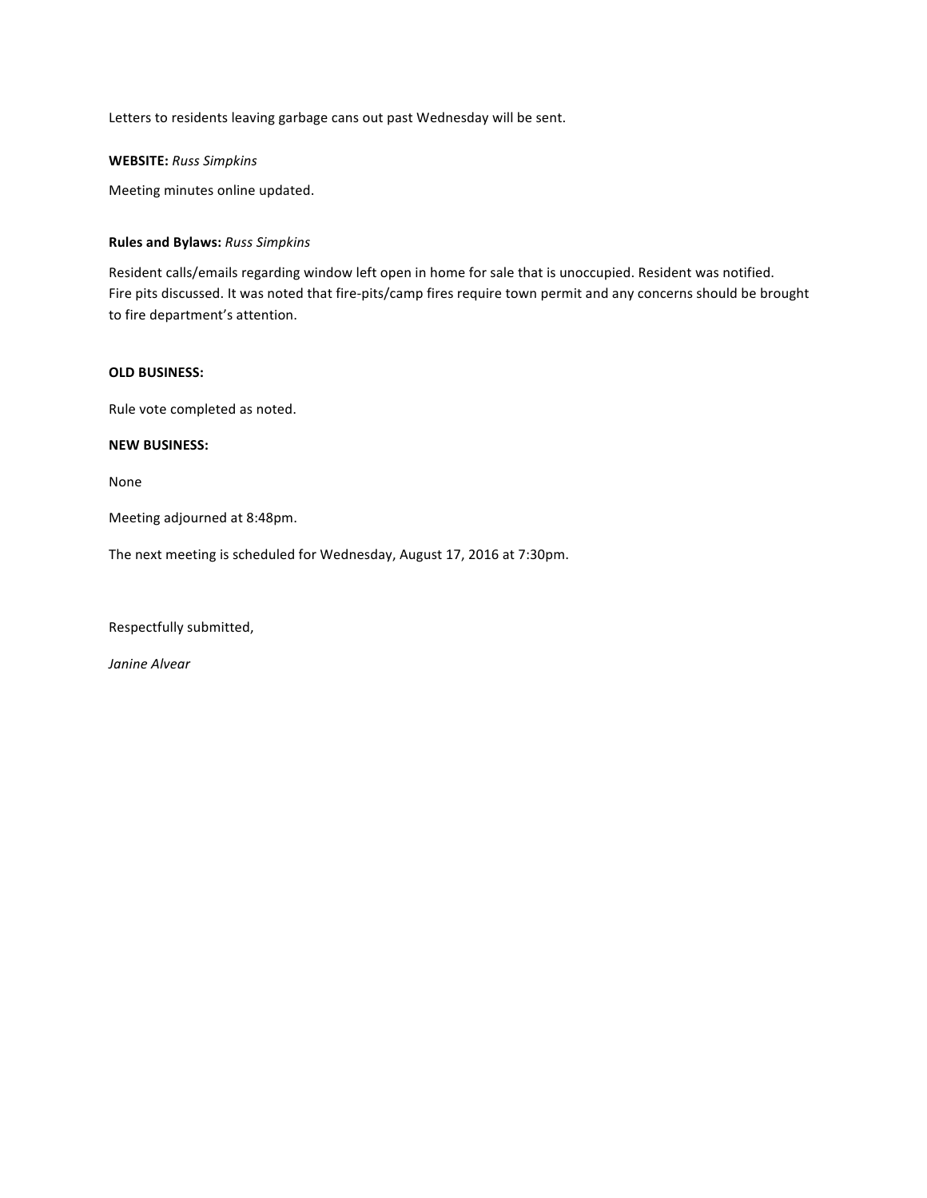Letters to residents leaving garbage cans out past Wednesday will be sent.

**WEBSITE:** *Russ Simpkins*

Meeting minutes online updated.

**Rules and Bylaws:** *Russ Simpkins*

Resident calls/emails regarding window left open in home for sale that is unoccupied. Resident was notified. Fire pits discussed. It was noted that fire-pits/camp fires require town permit and any concerns should be brought to fire department's attention.

**OLD BUSINESS:**

Rule vote completed as noted.

**NEW BUSINESS:**

None

Meeting adjourned at 8:48pm.

The next meeting is scheduled for Wednesday, August 17, 2016 at 7:30pm.

Respectfully submitted,

*Janine Alvear*